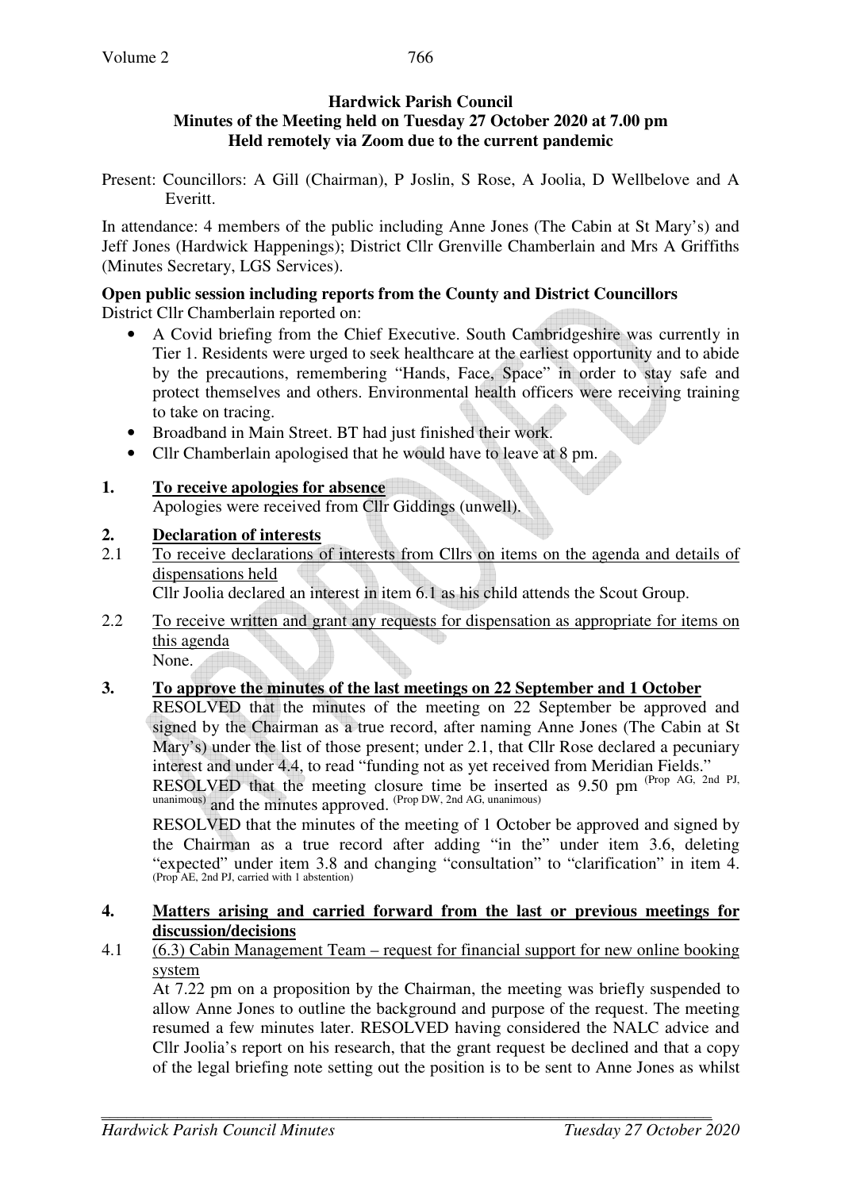**Hardwick Parish Council**
**Minutes of the Meeting held on Tuesday 27 October 2020 at 7.00 pm**
**Held remotely via Zoom due to the current pandemic**

Present: Councillors: A Gill (Chairman), P Joslin, S Rose, A Joolia, D Wellbelove and A Everitt.

In attendance: 4 members of the public including Anne Jones (The Cabin at St Mary's) and Jeff Jones (Hardwick Happenings); District Cllr Grenville Chamberlain and Mrs A Griffiths (Minutes Secretary, LGS Services).

**Open public session including reports from the County and District Councillors**

District Cllr Chamberlain reported on:

- A Covid briefing from the Chief Executive. South Cambridgeshire was currently in Tier 1. Residents were urged to seek healthcare at the earliest opportunity and to abide by the precautions, remembering "Hands, Face, Space" in order to stay safe and protect themselves and others. Environmental health officers were receiving training to take on tracing.
- Broadband in Main Street. BT had just finished their work.
- Cllr Chamberlain apologised that he would have to leave at 8 pm.

**1. To receive apologies for absence**

Apologies were received from Cllr Giddings (unwell).

**2. Declaration of interests**

2.1 To receive declarations of interests from Cllrs on items on the agenda and details of dispensations held

Cllr Joolia declared an interest in item 6.1 as his child attends the Scout Group.

2.2 To receive written and grant any requests for dispensation as appropriate for items on this agenda

None.

**3. To approve the minutes of the last meetings on 22 September and 1 October**

RESOLVED that the minutes of the meeting on 22 September be approved and signed by the Chairman as a true record, after naming Anne Jones (The Cabin at St Mary's) under the list of those present; under 2.1, that Cllr Rose declared a pecuniary interest and under 4.4, to read "funding not as yet received from Meridian Fields."
RESOLVED that the meeting closure time be inserted as 9.50 pm (Prop AG, 2nd PJ, unanimous) and the minutes approved. (Prop DW, 2nd AG, unanimous)

RESOLVED that the minutes of the meeting of 1 October be approved and signed by the Chairman as a true record after adding "in the" under item 3.6, deleting "expected" under item 3.8 and changing "consultation" to "clarification" in item 4. (Prop AE, 2nd PJ, carried with 1 abstention)

**4. Matters arising and carried forward from the last or previous meetings for discussion/decisions**

4.1 (6.3) Cabin Management Team – request for financial support for new online booking system

At 7.22 pm on a proposition by the Chairman, the meeting was briefly suspended to allow Anne Jones to outline the background and purpose of the request. The meeting resumed a few minutes later. RESOLVED having considered the NALC advice and Cllr Joolia's report on his research, that the grant request be declined and that a copy of the legal briefing note setting out the position is to be sent to Anne Jones as whilst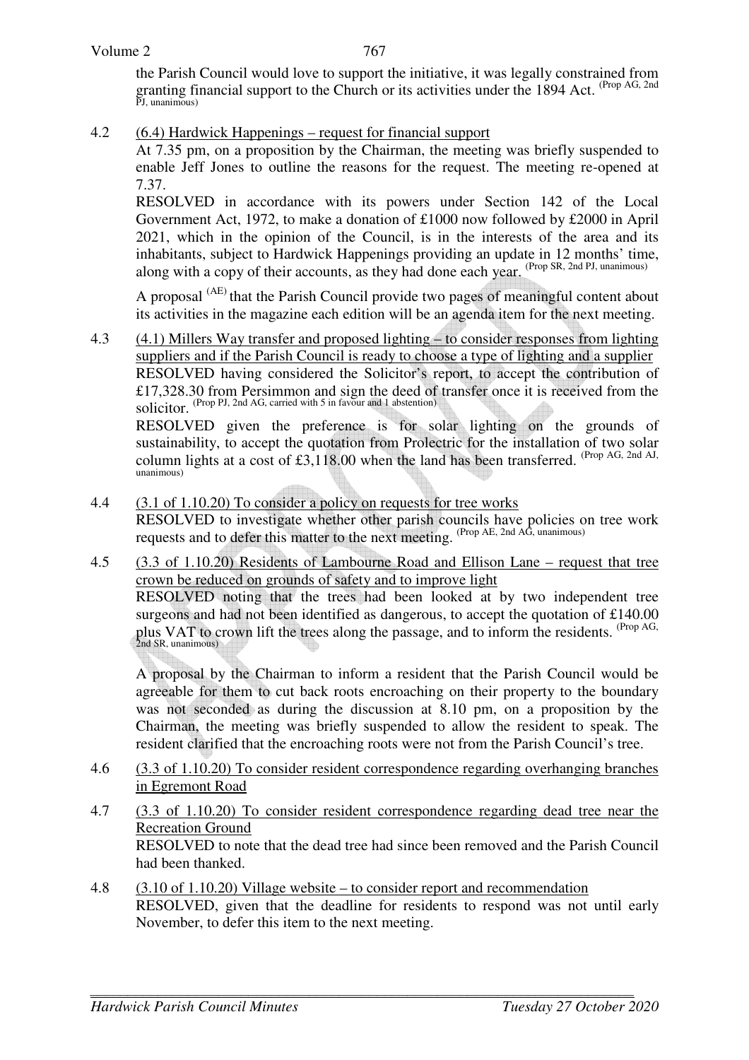the Parish Council would love to support the initiative, it was legally constrained from granting financial support to the Church or its activities under the 1894 Act. (Prop AG, 2nd PJ, unanimous)

4.2 (6.4) Hardwick Happenings – request for financial support

At 7.35 pm, on a proposition by the Chairman, the meeting was briefly suspended to enable Jeff Jones to outline the reasons for the request. The meeting re-opened at 7.37.

RESOLVED in accordance with its powers under Section 142 of the Local Government Act, 1972, to make a donation of £1000 now followed by £2000 in April 2021, which in the opinion of the Council, is in the interests of the area and its inhabitants, subject to Hardwick Happenings providing an update in 12 months' time, along with a copy of their accounts, as they had done each year. (Prop SR, 2nd PJ, unanimous)

A proposal (AE) that the Parish Council provide two pages of meaningful content about its activities in the magazine each edition will be an agenda item for the next meeting.

4.3 (4.1) Millers Way transfer and proposed lighting – to consider responses from lighting suppliers and if the Parish Council is ready to choose a type of lighting and a supplier

RESOLVED having considered the Solicitor's report, to accept the contribution of £17,328.30 from Persimmon and sign the deed of transfer once it is received from the solicitor. (Prop PJ, 2nd AG, carried with 5 in favour and 1 abstention)

RESOLVED given the preference is for solar lighting on the grounds of sustainability, to accept the quotation from Prolectric for the installation of two solar column lights at a cost of £3,118.00 when the land has been transferred. (Prop AG, 2nd AJ, unanimous)

4.4 (3.1 of 1.10.20) To consider a policy on requests for tree works

RESOLVED to investigate whether other parish councils have policies on tree work requests and to defer this matter to the next meeting. (Prop AE, 2nd AG, unanimous)

4.5 (3.3 of 1.10.20) Residents of Lambourne Road and Ellison Lane – request that tree crown be reduced on grounds of safety and to improve light

RESOLVED noting that the trees had been looked at by two independent tree surgeons and had not been identified as dangerous, to accept the quotation of £140.00 plus VAT to crown lift the trees along the passage, and to inform the residents. (Prop AG, 2nd SR, unanimous)

A proposal by the Chairman to inform a resident that the Parish Council would be agreeable for them to cut back roots encroaching on their property to the boundary was not seconded as during the discussion at 8.10 pm, on a proposition by the Chairman, the meeting was briefly suspended to allow the resident to speak. The resident clarified that the encroaching roots were not from the Parish Council's tree.

4.6 (3.3 of 1.10.20) To consider resident correspondence regarding overhanging branches in Egremont Road

4.7 (3.3 of 1.10.20) To consider resident correspondence regarding dead tree near the Recreation Ground

RESOLVED to note that the dead tree had since been removed and the Parish Council had been thanked.

4.8 (3.10 of 1.10.20) Village website – to consider report and recommendation

RESOLVED, given that the deadline for residents to respond was not until early November, to defer this item to the next meeting.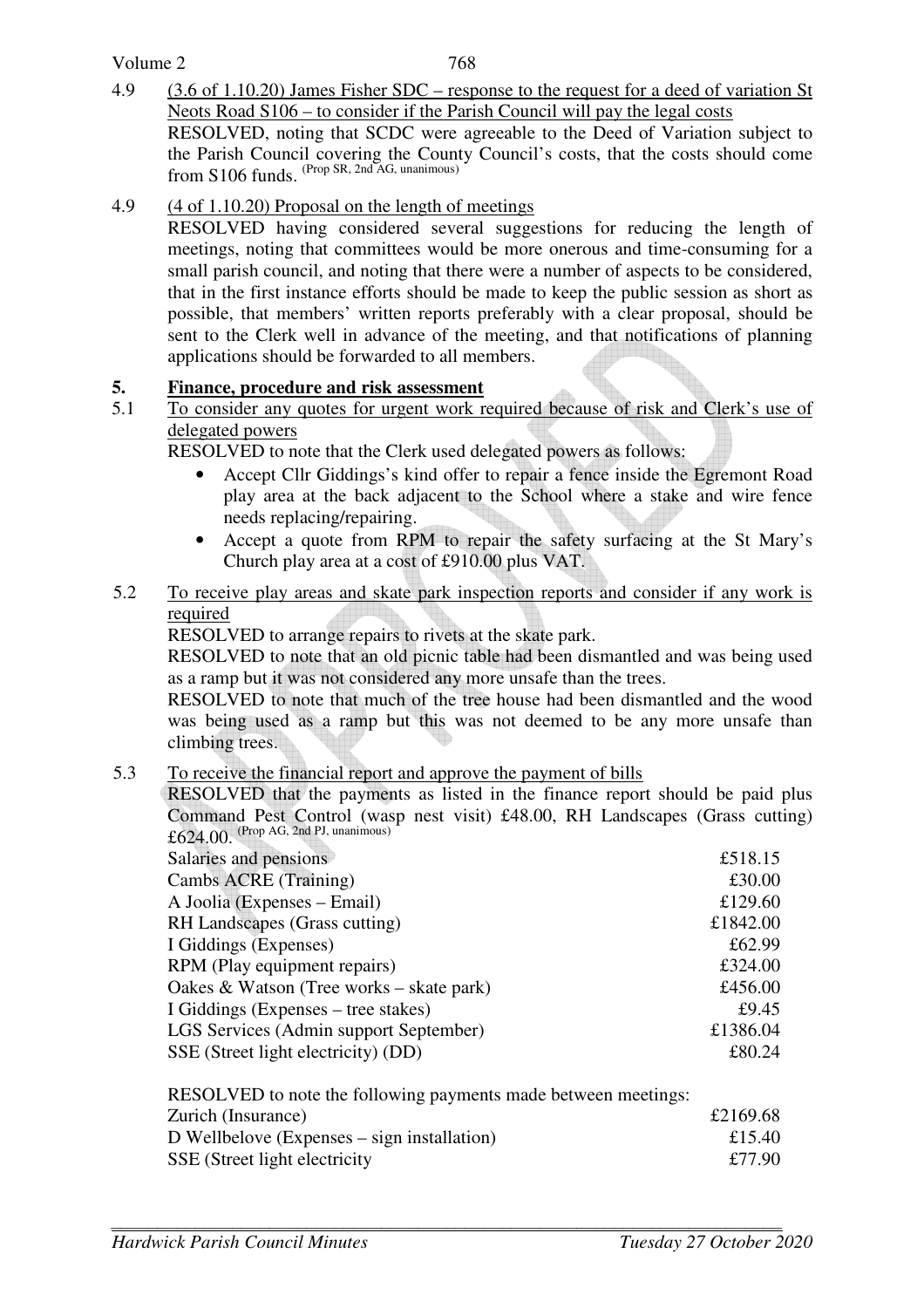4.9 (3.6 of 1.10.20) James Fisher SDC – response to the request for a deed of variation St Neots Road S106 – to consider if the Parish Council will pay the legal costs

RESOLVED, noting that SCDC were agreeable to the Deed of Variation subject to the Parish Council covering the County Council's costs, that the costs should come from S106 funds. (Prop SR, 2nd AG, unanimous)

4.9 (4 of 1.10.20) Proposal on the length of meetings

RESOLVED having considered several suggestions for reducing the length of meetings, noting that committees would be more onerous and time-consuming for a small parish council, and noting that there were a number of aspects to be considered, that in the first instance efforts should be made to keep the public session as short as possible, that members' written reports preferably with a clear proposal, should be sent to the Clerk well in advance of the meeting, and that notifications of planning applications should be forwarded to all members.

## 5. Finance, procedure and risk assessment

5.1 To consider any quotes for urgent work required because of risk and Clerk's use of delegated powers

RESOLVED to note that the Clerk used delegated powers as follows:

- Accept Cllr Giddings's kind offer to repair a fence inside the Egremont Road play area at the back adjacent to the School where a stake and wire fence needs replacing/repairing.
- Accept a quote from RPM to repair the safety surfacing at the St Mary's Church play area at a cost of £910.00 plus VAT.

5.2 To receive play areas and skate park inspection reports and consider if any work is required

RESOLVED to arrange repairs to rivets at the skate park.

RESOLVED to note that an old picnic table had been dismantled and was being used as a ramp but it was not considered any more unsafe than the trees.

RESOLVED to note that much of the tree house had been dismantled and the wood was being used as a ramp but this was not deemed to be any more unsafe than climbing trees.

5.3 To receive the financial report and approve the payment of bills

RESOLVED that the payments as listed in the finance report should be paid plus Command Pest Control (wasp nest visit) £48.00, RH Landscapes (Grass cutting) £624.00. (Prop AG, 2nd PJ, unanimous)

| | |
|---|---|
| Salaries and pensions | £518.15 |
| Cambs ACRE (Training) | £30.00 |
| A Joolia (Expenses – Email) | £129.60 |
| RH Landscapes (Grass cutting) | £1842.00 |
| I Giddings (Expenses) | £62.99 |
| RPM (Play equipment repairs) | £324.00 |
| Oakes & Watson (Tree works – skate park) | £456.00 |
| I Giddings (Expenses – tree stakes) | £9.45 |
| LGS Services (Admin support September) | £1386.04 |
| SSE (Street light electricity) (DD) | £80.24 |

RESOLVED to note the following payments made between meetings:

| | |
|---|---|
| Zurich (Insurance) | £2169.68 |
| D Wellbelove (Expenses – sign installation) | £15.40 |
| SSE (Street light electricity | £77.90 |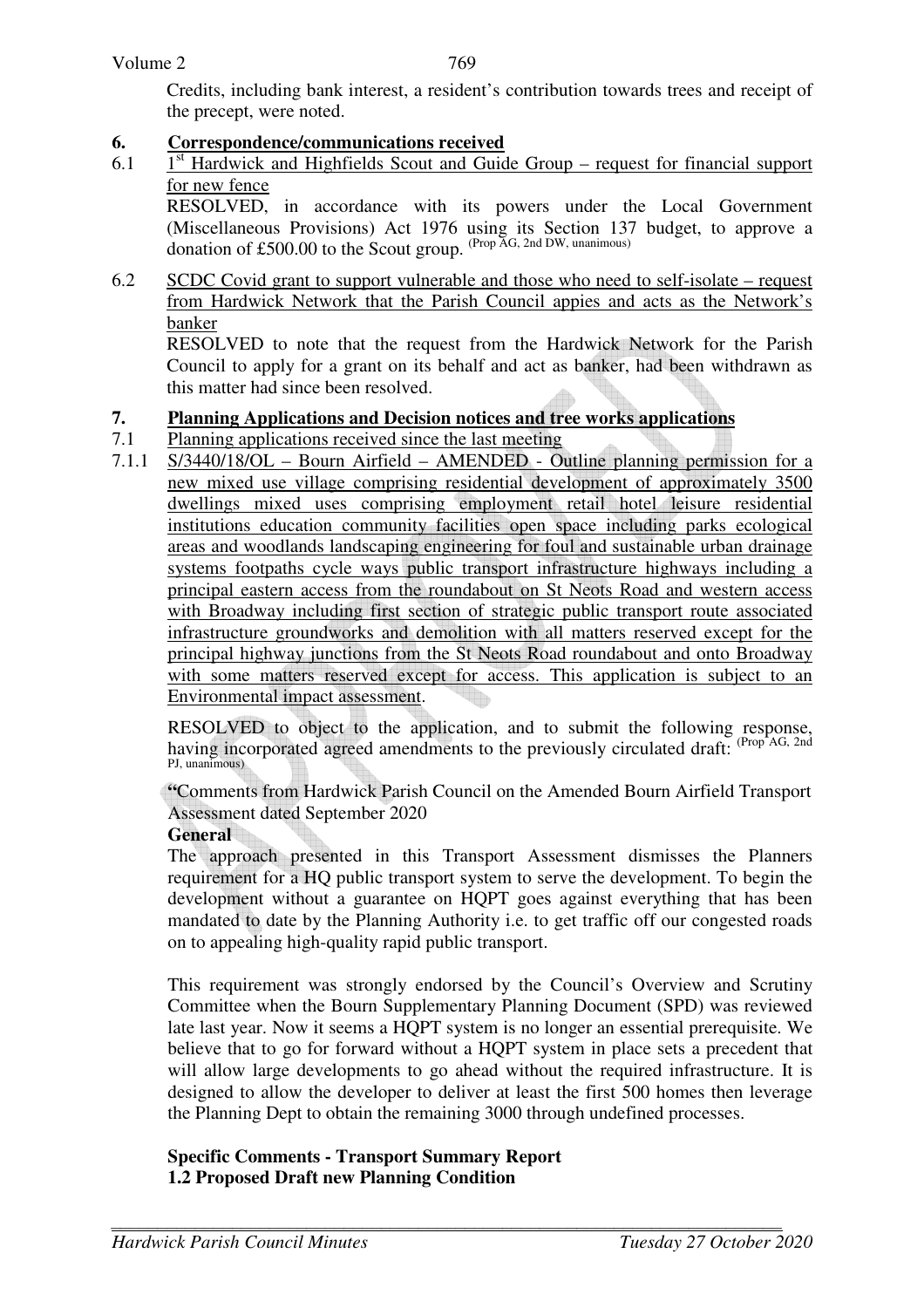Credits, including bank interest, a resident's contribution towards trees and receipt of the precept, were noted.

## 6. Correspondence/communications received

6.1 1st Hardwick and Highfields Scout and Guide Group – request for financial support for new fence

RESOLVED, in accordance with its powers under the Local Government (Miscellaneous Provisions) Act 1976 using its Section 137 budget, to approve a donation of £500.00 to the Scout group. (Prop AG, 2nd DW, unanimous)

6.2 SCDC Covid grant to support vulnerable and those who need to self-isolate – request from Hardwick Network that the Parish Council appies and acts as the Network's banker

RESOLVED to note that the request from the Hardwick Network for the Parish Council to apply for a grant on its behalf and act as banker, had been withdrawn as this matter had since been resolved.

## 7. Planning Applications and Decision notices and tree works applications

7.1 Planning applications received since the last meeting

7.1.1 S/3440/18/OL – Bourn Airfield – AMENDED - Outline planning permission for a new mixed use village comprising residential development of approximately 3500 dwellings mixed uses comprising employment retail hotel leisure residential institutions education community facilities open space including parks ecological areas and woodlands landscaping engineering for foul and sustainable urban drainage systems footpaths cycle ways public transport infrastructure highways including a principal eastern access from the roundabout on St Neots Road and western access with Broadway including first section of strategic public transport route associated infrastructure groundworks and demolition with all matters reserved except for the principal highway junctions from the St Neots Road roundabout and onto Broadway with some matters reserved except for access. This application is subject to an Environmental impact assessment.

RESOLVED to object to the application, and to submit the following response, having incorporated agreed amendments to the previously circulated draft: (Prop AG, 2nd PJ, unanimous)

**"**Comments from Hardwick Parish Council on the Amended Bourn Airfield Transport Assessment dated September 2020

**General**

The approach presented in this Transport Assessment dismisses the Planners requirement for a HQ public transport system to serve the development. To begin the development without a guarantee on HQPT goes against everything that has been mandated to date by the Planning Authority i.e. to get traffic off our congested roads on to appealing high-quality rapid public transport.

This requirement was strongly endorsed by the Council's Overview and Scrutiny Committee when the Bourn Supplementary Planning Document (SPD) was reviewed late last year. Now it seems a HQPT system is no longer an essential prerequisite. We believe that to go for forward without a HQPT system in place sets a precedent that will allow large developments to go ahead without the required infrastructure. It is designed to allow the developer to deliver at least the first 500 homes then leverage the Planning Dept to obtain the remaining 3000 through undefined processes.

**Specific Comments - Transport Summary Report**

**1.2 Proposed Draft new Planning Condition**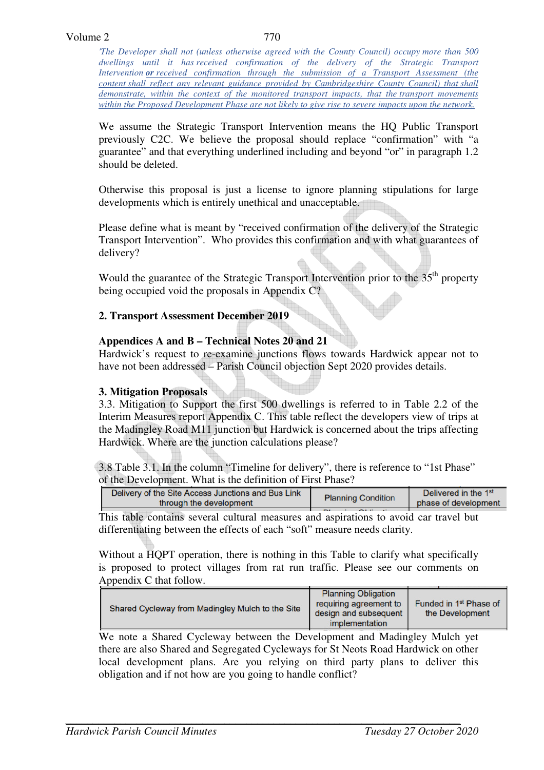*'The Developer shall not (unless otherwise agreed with the County Council) occupy more than 500 dwellings until it has received confirmation of the delivery of the Strategic Transport Intervention* ***or*** *received confirmation through the submission of a Transport Assessment (the content shall reflect any relevant guidance provided by Cambridgeshire County Council) that shall demonstrate, within the context of the monitored transport impacts, that the transport movements within the Proposed Development Phase are not likely to give rise to severe impacts upon the network.*

We assume the Strategic Transport Intervention means the HQ Public Transport previously C2C. We believe the proposal should replace "confirmation" with "a guarantee" and that everything underlined including and beyond "or" in paragraph 1.2 should be deleted.

Otherwise this proposal is just a license to ignore planning stipulations for large developments which is entirely unethical and unacceptable.

Please define what is meant by "received confirmation of the delivery of the Strategic Transport Intervention". Who provides this confirmation and with what guarantees of delivery?

Would the guarantee of the Strategic Transport Intervention prior to the 35th property being occupied void the proposals in Appendix C?

**2. Transport Assessment December 2019**

**Appendices A and B – Technical Notes 20 and 21**

Hardwick's request to re-examine junctions flows towards Hardwick appear not to have not been addressed – Parish Council objection Sept 2020 provides details.

**3. Mitigation Proposals**

3.3. Mitigation to Support the first 500 dwellings is referred to in Table 2.2 of the Interim Measures report Appendix C. This table reflect the developers view of trips at the Madingley Road M11 junction but Hardwick is concerned about the trips affecting Hardwick. Where are the junction calculations please?

3.8 Table 3.1. In the column "Timeline for delivery", there is reference to "1st Phase" of the Development. What is the definition of First Phase?

| Delivery of the Site Access Junctions and Bus Link through the development | Planning Condition | Delivered in the 1st phase of development |
|---|---|---|

This table contains several cultural measures and aspirations to avoid car travel but differentiating between the effects of each "soft" measure needs clarity.

Without a HQPT operation, there is nothing in this Table to clarify what specifically is proposed to protect villages from rat run traffic. Please see our comments on Appendix C that follow.

| Shared Cycleway from Madingley Mulch to the Site | Planning Obligation requiring agreement to design and subsequent implementation | Funded in 1st Phase of the Development |
|---|---|---|

We note a Shared Cycleway between the Development and Madingley Mulch yet there are also Shared and Segregated Cycleways for St Neots Road Hardwick on other local development plans. Are you relying on third party plans to deliver this obligation and if not how are you going to handle conflict?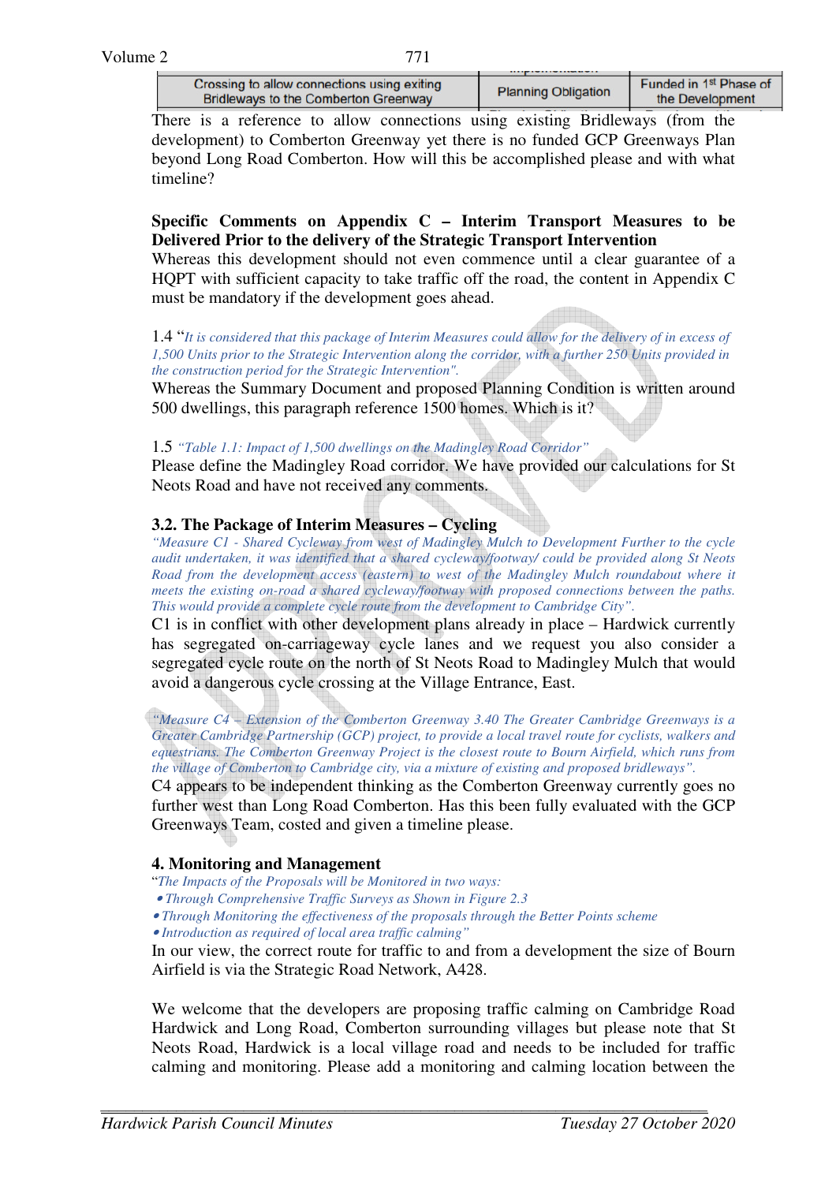| Crossing to allow connections using exiting Bridleways to the Comberton Greenway | Planning Obligation | Funded in 1st Phase of the Development |
|---|---|---|

There is a reference to allow connections using existing Bridleways (from the development) to Comberton Greenway yet there is no funded GCP Greenways Plan beyond Long Road Comberton. How will this be accomplished please and with what timeline?

**Specific Comments on Appendix C – Interim Transport Measures to be Delivered Prior to the delivery of the Strategic Transport Intervention**

Whereas this development should not even commence until a clear guarantee of a HQPT with sufficient capacity to take traffic off the road, the content in Appendix C must be mandatory if the development goes ahead.

1.4 "*It is considered that this package of Interim Measures could allow for the delivery of in excess of 1,500 Units prior to the Strategic Intervention along the corridor, with a further 250 Units provided in the construction period for the Strategic Intervention".*

Whereas the Summary Document and proposed Planning Condition is written around 500 dwellings, this paragraph reference 1500 homes. Which is it?

1.5 *"Table 1.1: Impact of 1,500 dwellings on the Madingley Road Corridor"*

Please define the Madingley Road corridor. We have provided our calculations for St Neots Road and have not received any comments.

**3.2. The Package of Interim Measures – Cycling**

*"Measure C1 - Shared Cycleway from west of Madingley Mulch to Development Further to the cycle audit undertaken, it was identified that a shared cycleway/footway/ could be provided along St Neots Road from the development access (eastern) to west of the Madingley Mulch roundabout where it meets the existing on-road a shared cycleway/footway with proposed connections between the paths. This would provide a complete cycle route from the development to Cambridge City".*

C1 is in conflict with other development plans already in place – Hardwick currently has segregated on-carriageway cycle lanes and we request you also consider a segregated cycle route on the north of St Neots Road to Madingley Mulch that would avoid a dangerous cycle crossing at the Village Entrance, East.

*"Measure C4 – Extension of the Comberton Greenway 3.40 The Greater Cambridge Greenways is a Greater Cambridge Partnership (GCP) project, to provide a local travel route for cyclists, walkers and equestrians. The Comberton Greenway Project is the closest route to Bourn Airfield, which runs from the village of Comberton to Cambridge city, via a mixture of existing and proposed bridleways".*

C4 appears to be independent thinking as the Comberton Greenway currently goes no further west than Long Road Comberton. Has this been fully evaluated with the GCP Greenways Team, costed and given a timeline please.

**4. Monitoring and Management**

"*The Impacts of the Proposals will be Monitored in two ways:*

- *Through Comprehensive Traffic Surveys as Shown in Figure 2.3*
- *Through Monitoring the effectiveness of the proposals through the Better Points scheme*
- *Introduction as required of local area traffic calming"*

In our view, the correct route for traffic to and from a development the size of Bourn Airfield is via the Strategic Road Network, A428.

We welcome that the developers are proposing traffic calming on Cambridge Road Hardwick and Long Road, Comberton surrounding villages but please note that St Neots Road, Hardwick is a local village road and needs to be included for traffic calming and monitoring. Please add a monitoring and calming location between the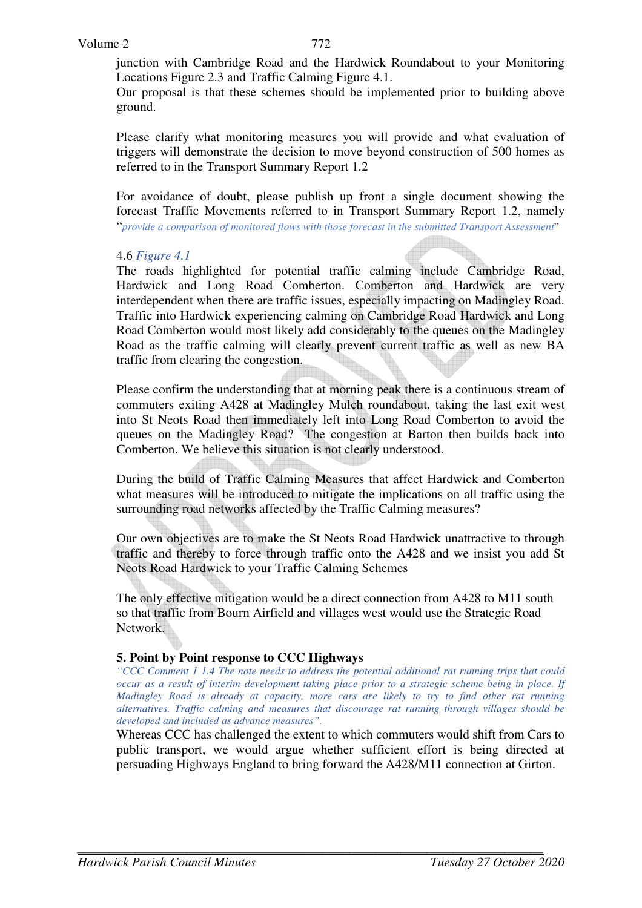junction with Cambridge Road and the Hardwick Roundabout to your Monitoring Locations Figure 2.3 and Traffic Calming Figure 4.1.
Our proposal is that these schemes should be implemented prior to building above ground.

Please clarify what monitoring measures you will provide and what evaluation of triggers will demonstrate the decision to move beyond construction of 500 homes as referred to in the Transport Summary Report 1.2

For avoidance of doubt, please publish up front a single document showing the forecast Traffic Movements referred to in Transport Summary Report 1.2, namely "*provide a comparison of monitored flows with those forecast in the submitted Transport Assessment*"

4.6 *Figure 4.1*
The roads highlighted for potential traffic calming include Cambridge Road, Hardwick and Long Road Comberton. Comberton and Hardwick are very interdependent when there are traffic issues, especially impacting on Madingley Road. Traffic into Hardwick experiencing calming on Cambridge Road Hardwick and Long Road Comberton would most likely add considerably to the queues on the Madingley Road as the traffic calming will clearly prevent current traffic as well as new BA traffic from clearing the congestion.

Please confirm the understanding that at morning peak there is a continuous stream of commuters exiting A428 at Madingley Mulch roundabout, taking the last exit west into St Neots Road then immediately left into Long Road Comberton to avoid the queues on the Madingley Road? The congestion at Barton then builds back into Comberton. We believe this situation is not clearly understood.

During the build of Traffic Calming Measures that affect Hardwick and Comberton what measures will be introduced to mitigate the implications on all traffic using the surrounding road networks affected by the Traffic Calming measures?

Our own objectives are to make the St Neots Road Hardwick unattractive to through traffic and thereby to force through traffic onto the A428 and we insist you add St Neots Road Hardwick to your Traffic Calming Schemes

The only effective mitigation would be a direct connection from A428 to M11 south so that traffic from Bourn Airfield and villages west would use the Strategic Road Network.

## 5. Point by Point response to CCC Highways

*"CCC Comment 1 1.4 The note needs to address the potential additional rat running trips that could occur as a result of interim development taking place prior to a strategic scheme being in place. If Madingley Road is already at capacity, more cars are likely to try to find other rat running alternatives. Traffic calming and measures that discourage rat running through villages should be developed and included as advance measures".*

Whereas CCC has challenged the extent to which commuters would shift from Cars to public transport, we would argue whether sufficient effort is being directed at persuading Highways England to bring forward the A428/M11 connection at Girton.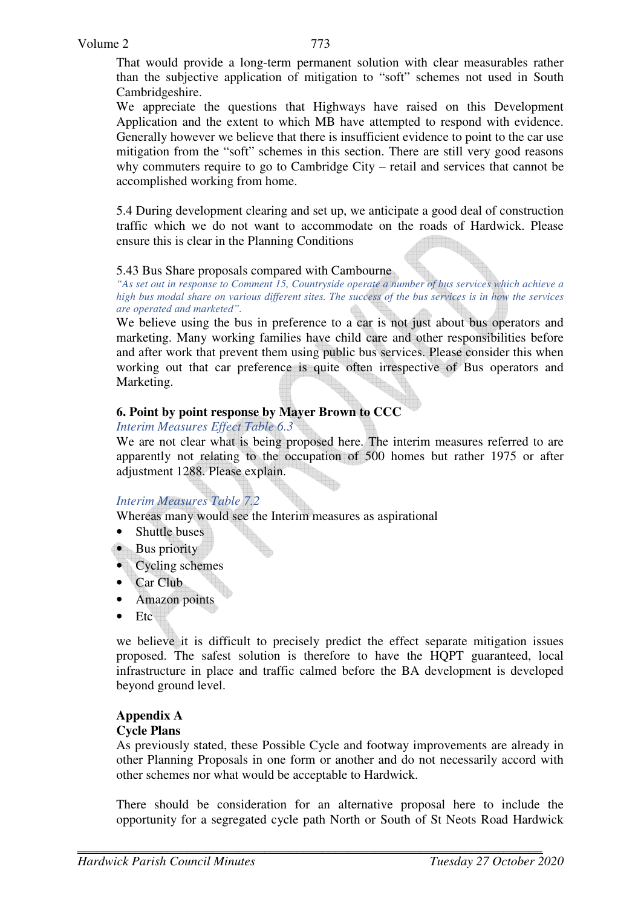That would provide a long-term permanent solution with clear measurables rather than the subjective application of mitigation to "soft" schemes not used in South Cambridgeshire.

We appreciate the questions that Highways have raised on this Development Application and the extent to which MB have attempted to respond with evidence. Generally however we believe that there is insufficient evidence to point to the car use mitigation from the "soft" schemes in this section. There are still very good reasons why commuters require to go to Cambridge City – retail and services that cannot be accomplished working from home.

5.4 During development clearing and set up, we anticipate a good deal of construction traffic which we do not want to accommodate on the roads of Hardwick. Please ensure this is clear in the Planning Conditions

5.43 Bus Share proposals compared with Cambourne

*"As set out in response to Comment 15, Countryside operate a number of bus services which achieve a high bus modal share on various different sites. The success of the bus services is in how the services are operated and marketed".*

We believe using the bus in preference to a car is not just about bus operators and marketing. Many working families have child care and other responsibilities before and after work that prevent them using public bus services. Please consider this when working out that car preference is quite often irrespective of Bus operators and Marketing.

**6. Point by point response by Mayer Brown to CCC**

*Interim Measures Effect Table 6.3*

We are not clear what is being proposed here. The interim measures referred to are apparently not relating to the occupation of 500 homes but rather 1975 or after adjustment 1288. Please explain.

*Interim Measures Table 7.2*

Whereas many would see the Interim measures as aspirational

- Shuttle buses
- Bus priority
- Cycling schemes
- Car Club
- Amazon points
- Etc

we believe it is difficult to precisely predict the effect separate mitigation issues proposed. The safest solution is therefore to have the HQPT guaranteed, local infrastructure in place and traffic calmed before the BA development is developed beyond ground level.

**Appendix A**

**Cycle Plans**

As previously stated, these Possible Cycle and footway improvements are already in other Planning Proposals in one form or another and do not necessarily accord with other schemes nor what would be acceptable to Hardwick.

There should be consideration for an alternative proposal here to include the opportunity for a segregated cycle path North or South of St Neots Road Hardwick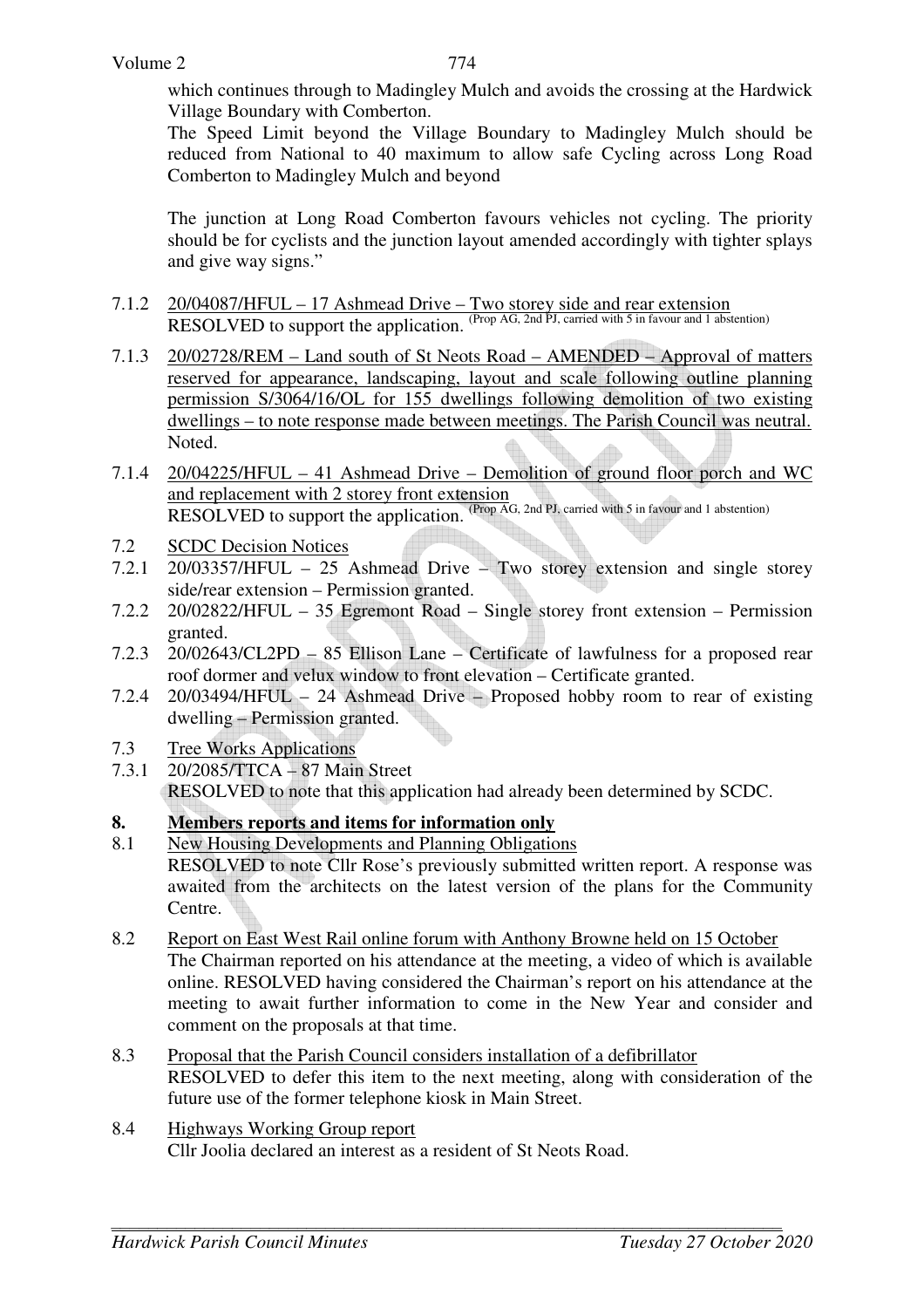which continues through to Madingley Mulch and avoids the crossing at the Hardwick Village Boundary with Comberton.

The Speed Limit beyond the Village Boundary to Madingley Mulch should be reduced from National to 40 maximum to allow safe Cycling across Long Road Comberton to Madingley Mulch and beyond

The junction at Long Road Comberton favours vehicles not cycling. The priority should be for cyclists and the junction layout amended accordingly with tighter splays and give way signs."

7.1.2 20/04087/HFUL – 17 Ashmead Drive – Two storey side and rear extension
RESOLVED to support the application. (Prop AG, 2nd PJ, carried with 5 in favour and 1 abstention)

7.1.3 20/02728/REM – Land south of St Neots Road – AMENDED – Approval of matters reserved for appearance, landscaping, layout and scale following outline planning permission S/3064/16/OL for 155 dwellings following demolition of two existing dwellings – to note response made between meetings. The Parish Council was neutral.
Noted.

7.1.4 20/04225/HFUL – 41 Ashmead Drive – Demolition of ground floor porch and WC and replacement with 2 storey front extension
RESOLVED to support the application. (Prop AG, 2nd PJ, carried with 5 in favour and 1 abstention)

7.2 SCDC Decision Notices

7.2.1 20/03357/HFUL – 25 Ashmead Drive – Two storey extension and single storey side/rear extension – Permission granted.

7.2.2 20/02822/HFUL – 35 Egremont Road – Single storey front extension – Permission granted.

7.2.3 20/02643/CL2PD – 85 Ellison Lane – Certificate of lawfulness for a proposed rear roof dormer and velux window to front elevation – Certificate granted.

7.2.4 20/03494/HFUL – 24 Ashmead Drive – Proposed hobby room to rear of existing dwelling – Permission granted.

7.3 Tree Works Applications

7.3.1 20/2085/TTCA – 87 Main Street
RESOLVED to note that this application had already been determined by SCDC.

## 8. Members reports and items for information only

8.1 New Housing Developments and Planning Obligations
RESOLVED to note Cllr Rose's previously submitted written report. A response was awaited from the architects on the latest version of the plans for the Community Centre.

8.2 Report on East West Rail online forum with Anthony Browne held on 15 October
The Chairman reported on his attendance at the meeting, a video of which is available online. RESOLVED having considered the Chairman's report on his attendance at the meeting to await further information to come in the New Year and consider and comment on the proposals at that time.

8.3 Proposal that the Parish Council considers installation of a defibrillator
RESOLVED to defer this item to the next meeting, along with consideration of the future use of the former telephone kiosk in Main Street.

8.4 Highways Working Group report
Cllr Joolia declared an interest as a resident of St Neots Road.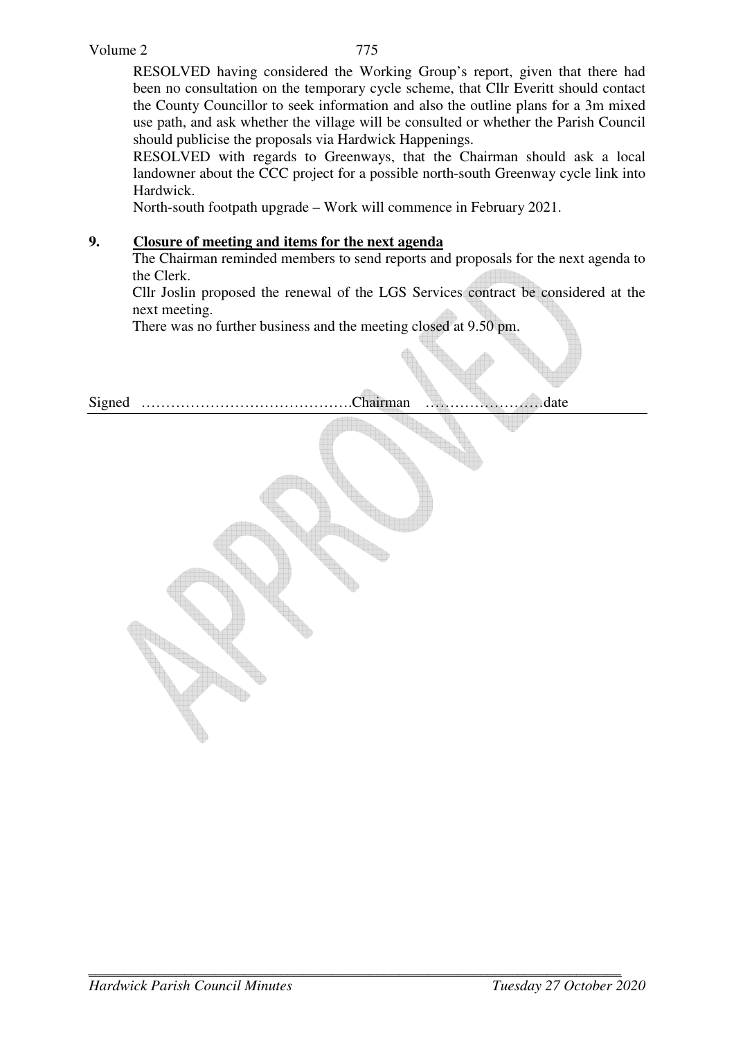RESOLVED having considered the Working Group's report, given that there had been no consultation on the temporary cycle scheme, that Cllr Everitt should contact the County Councillor to seek information and also the outline plans for a 3m mixed use path, and ask whether the village will be consulted or whether the Parish Council should publicise the proposals via Hardwick Happenings.

RESOLVED with regards to Greenways, that the Chairman should ask a local landowner about the CCC project for a possible north-south Greenway cycle link into Hardwick.

North-south footpath upgrade – Work will commence in February 2021.

## 9. Closure of meeting and items for the next agenda

The Chairman reminded members to send reports and proposals for the next agenda to the Clerk.

Cllr Joslin proposed the renewal of the LGS Services contract be considered at the next meeting.

There was no further business and the meeting closed at 9.50 pm.

Signed ……………………………………Chairman ……………………date